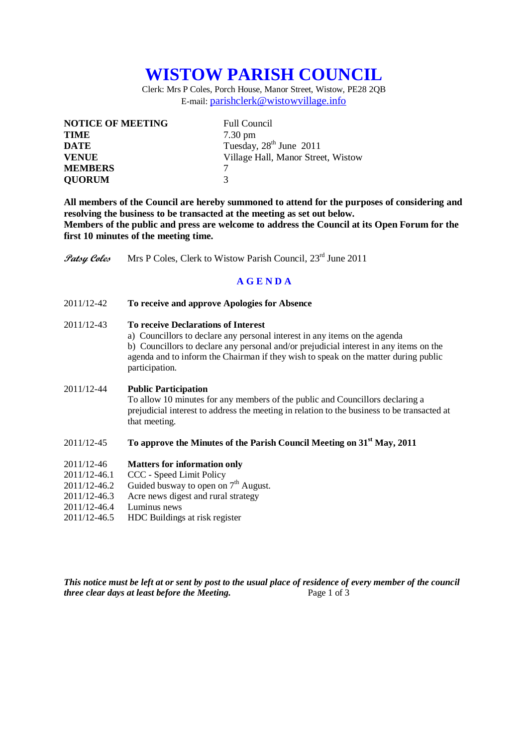# WISTOW PARISH COUNCIL

Clerk: Mrs P Coles, Porch House, Manor Street, Wistow, PE28 2QB
E-mail: parishclerk@wistowvillage.info

| | |
|---|---|
| **NOTICE OF MEETING** | Full Council |
| **TIME** | 7.30 pm |
| **DATE** | Tuesday, 28th June 2011 |
| **VENUE** | Village Hall, Manor Street, Wistow |
| **MEMBERS** | 7 |
| **QUORUM** | 3 |

**All members of the Council are hereby summoned to attend for the purposes of considering and resolving the business to be transacted at the meeting as set out below.**
**Members of the public and press are welcome to address the Council at its Open Forum for the first 10 minutes of the meeting time.**

*Patsy Coles* Mrs P Coles, Clerk to Wistow Parish Council, 23rd June 2011

## AGENDA

2011/12-42 **To receive and approve Apologies for Absence**

2011/12-43 **To receive Declarations of Interest**
a) Councillors to declare any personal interest in any items on the agenda
b) Councillors to declare any personal and/or prejudicial interest in any items on the agenda and to inform the Chairman if they wish to speak on the matter during public participation.

2011/12-44 **Public Participation**
To allow 10 minutes for any members of the public and Councillors declaring a prejudicial interest to address the meeting in relation to the business to be transacted at that meeting.

2011/12-45 **To approve the Minutes of the Parish Council Meeting on 31st May, 2011**

2011/12-46 **Matters for information only**
2011/12-46.1 CCC - Speed Limit Policy
2011/12-46.2 Guided busway to open on 7th August.
2011/12-46.3 Acre news digest and rural strategy
2011/12-46.4 Luminus news
2011/12-46.5 HDC Buildings at risk register

***This notice must be left at or sent by post to the usual place of residence of every member of the council three clear days at least before the Meeting.***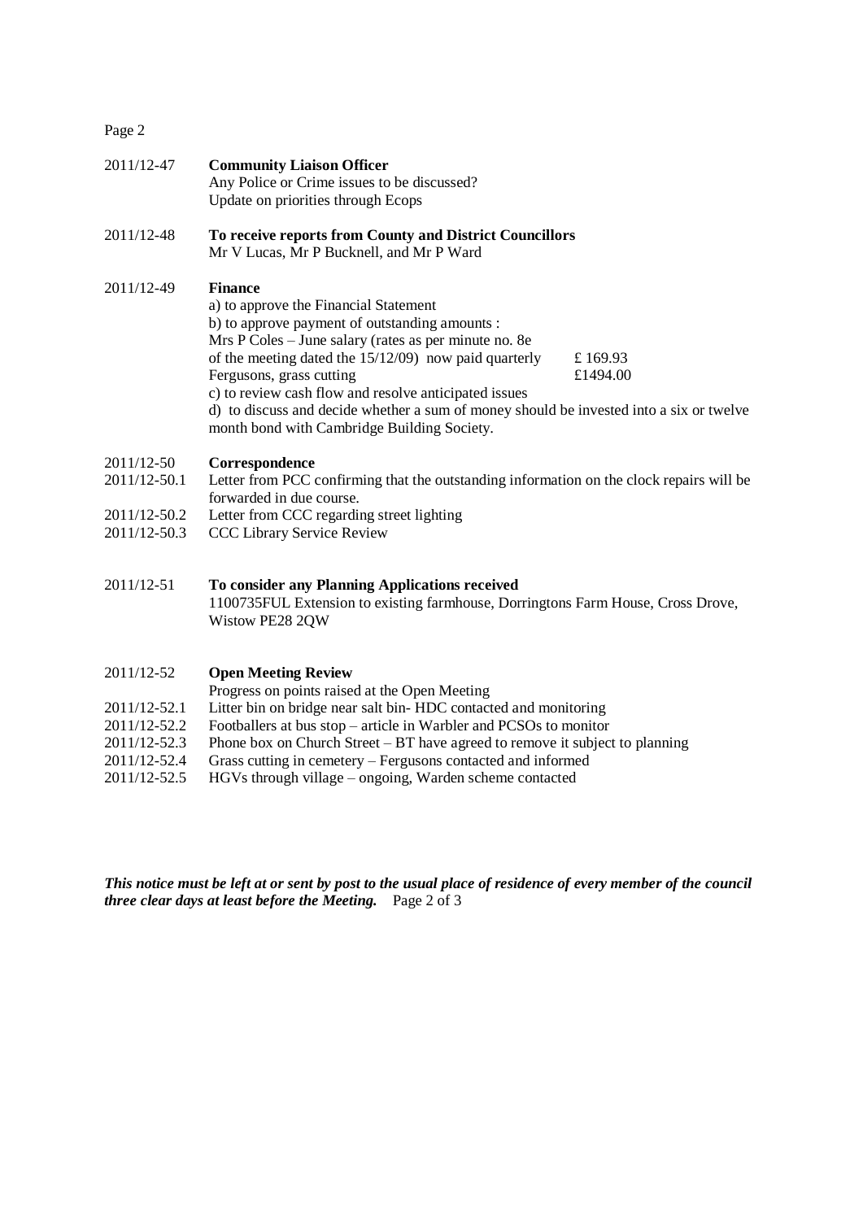2011/12-47 **Community Liaison Officer**
Any Police or Crime issues to be discussed?
Update on priorities through Ecops

2011/12-48 **To receive reports from County and District Councillors**
Mr V Lucas, Mr P Bucknell, and Mr P Ward

2011/12-49 **Finance**
a) to approve the Financial Statement
b) to approve payment of outstanding amounts :
Mrs P Coles – June salary (rates as per minute no. 8e of the meeting dated the 15/12/09) now paid quarterly £ 169.93
Fergusons, grass cutting £1494.00
c) to review cash flow and resolve anticipated issues
d) to discuss and decide whether a sum of money should be invested into a six or twelve month bond with Cambridge Building Society.

2011/12-50 **Correspondence**
2011/12-50.1 Letter from PCC confirming that the outstanding information on the clock repairs will be forwarded in due course.
2011/12-50.2 Letter from CCC regarding street lighting
2011/12-50.3 CCC Library Service Review

2011/12-51 **To consider any Planning Applications received**
1100735FUL Extension to existing farmhouse, Dorringtons Farm House, Cross Drove, Wistow PE28 2QW

2011/12-52 **Open Meeting Review**
Progress on points raised at the Open Meeting
2011/12-52.1 Litter bin on bridge near salt bin- HDC contacted and monitoring
2011/12-52.2 Footballers at bus stop – article in Warbler and PCSOs to monitor
2011/12-52.3 Phone box on Church Street – BT have agreed to remove it subject to planning
2011/12-52.4 Grass cutting in cemetery – Fergusons contacted and informed
2011/12-52.5 HGVs through village – ongoing, Warden scheme contacted

***This notice must be left at or sent by post to the usual place of residence of every member of the council three clear days at least before the Meeting.***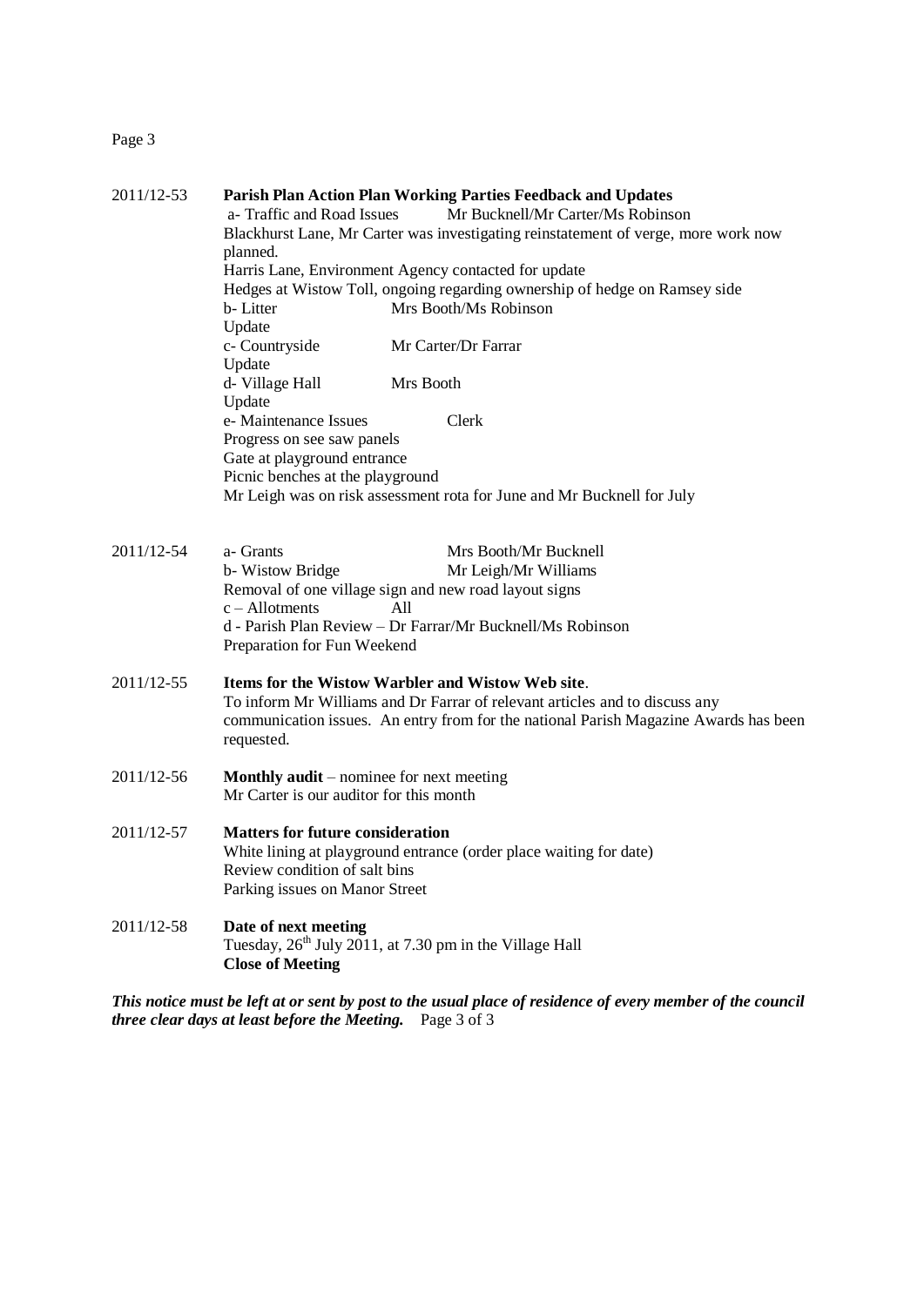2011/12-53 **Parish Plan Action Plan Working Parties Feedback and Updates**

a- Traffic and Road Issues Mr Bucknell/Mr Carter/Ms Robinson

Blackhurst Lane, Mr Carter was investigating reinstatement of verge, more work now planned.

Harris Lane, Environment Agency contacted for update

Hedges at Wistow Toll, ongoing regarding ownership of hedge on Ramsey side

b- Litter Mrs Booth/Ms Robinson

Update

c- Countryside Mr Carter/Dr Farrar

Update

d- Village Hall Mrs Booth

Update

e- Maintenance Issues Clerk

Progress on see saw panels

Gate at playground entrance

Picnic benches at the playground

Mr Leigh was on risk assessment rota for June and Mr Bucknell for July

2011/12-54 a- Grants Mrs Booth/Mr Bucknell

b- Wistow Bridge Mr Leigh/Mr Williams

Removal of one village sign and new road layout signs

c – Allotments All

d - Parish Plan Review – Dr Farrar/Mr Bucknell/Ms Robinson

Preparation for Fun Weekend

2011/12-55 **Items for the Wistow Warbler and Wistow Web site**.

To inform Mr Williams and Dr Farrar of relevant articles and to discuss any communication issues. An entry from for the national Parish Magazine Awards has been requested.

2011/12-56 **Monthly audit** – nominee for next meeting

Mr Carter is our auditor for this month

2011/12-57 **Matters for future consideration**

White lining at playground entrance (order place waiting for date)

Review condition of salt bins

Parking issues on Manor Street

2011/12-58 **Date of next meeting**

Tuesday, 26th July 2011, at 7.30 pm in the Village Hall

**Close of Meeting**

***This notice must be left at or sent by post to the usual place of residence of every member of the council three clear days at least before the Meeting.***